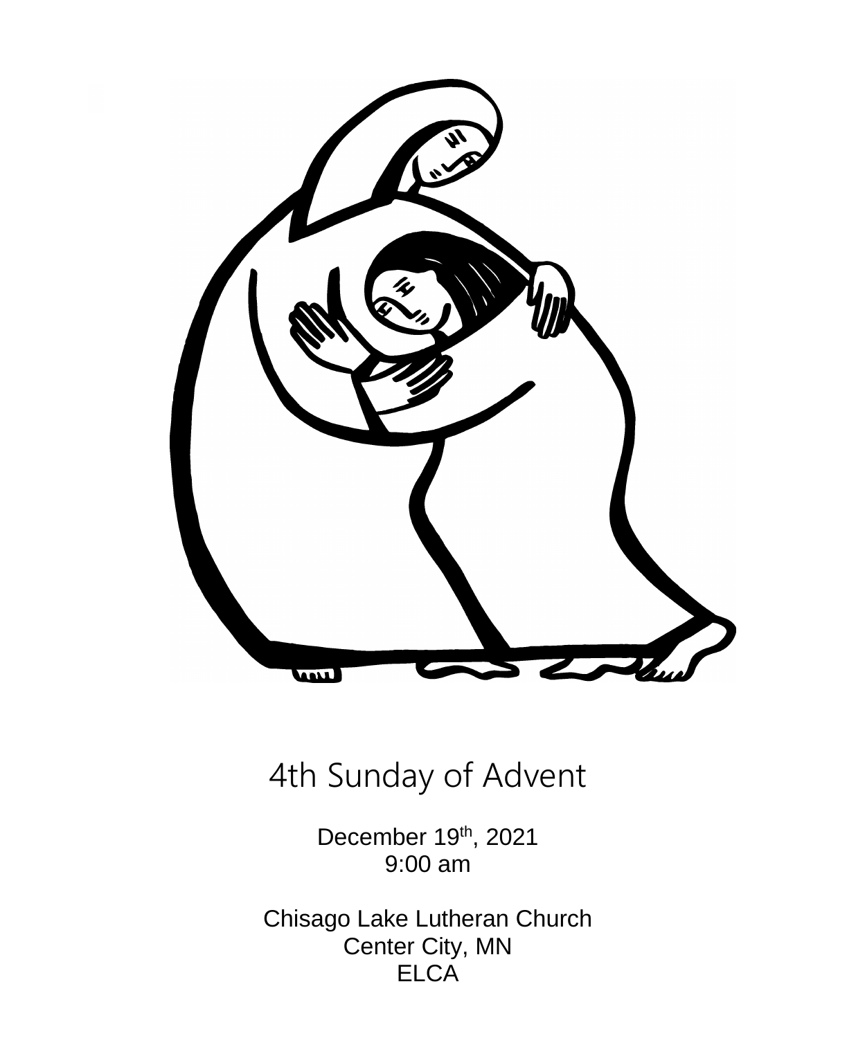# 4th Sunday of Advent

December 19th, 2021
9:00 am

Chisago Lake Lutheran Church
Center City, MN
ELCA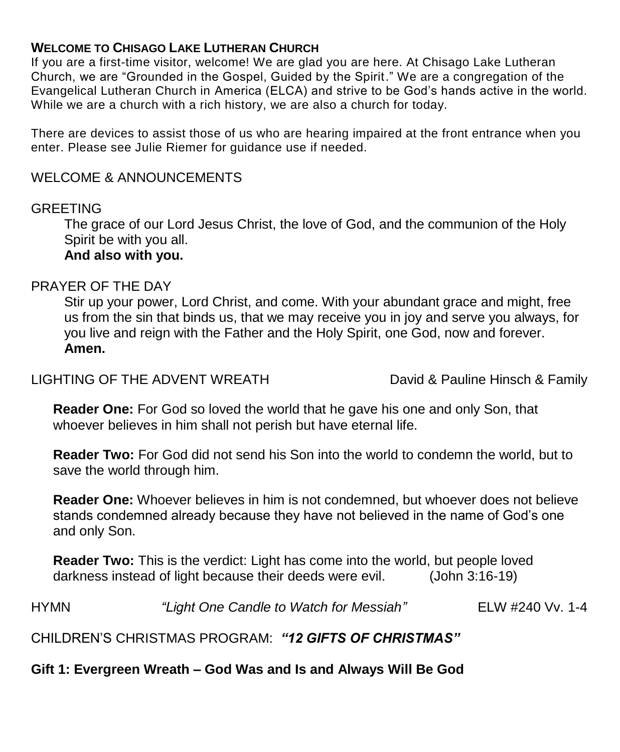## WELCOME TO CHISAGO LAKE LUTHERAN CHURCH

If you are a first-time visitor, welcome! We are glad you are here. At Chisago Lake Lutheran Church, we are "Grounded in the Gospel, Guided by the Spirit." We are a congregation of the Evangelical Lutheran Church in America (ELCA) and strive to be God's hands active in the world. While we are a church with a rich history, we are also a church for today.

There are devices to assist those of us who are hearing impaired at the front entrance when you enter. Please see Julie Riemer for guidance use if needed.

WELCOME & ANNOUNCEMENTS

GREETING

The grace of our Lord Jesus Christ, the love of God, and the communion of the Holy Spirit be with you all.
**And also with you.**

PRAYER OF THE DAY

Stir up your power, Lord Christ, and come. With your abundant grace and might, free us from the sin that binds us, that we may receive you in joy and serve you always, for you live and reign with the Father and the Holy Spirit, one God, now and forever.
**Amen.**

LIGHTING OF THE ADVENT WREATH — David & Pauline Hinsch & Family

**Reader One:** For God so loved the world that he gave his one and only Son, that whoever believes in him shall not perish but have eternal life.

**Reader Two:** For God did not send his Son into the world to condemn the world, but to save the world through him.

**Reader One:** Whoever believes in him is not condemned, but whoever does not believe stands condemned already because they have not believed in the name of God's one and only Son.

**Reader Two:** This is the verdict: Light has come into the world, but people loved darkness instead of light because their deeds were evil. (John 3:16-19)

HYMN *"Light One Candle to Watch for Messiah"* ELW #240 Vv. 1-4

CHILDREN'S CHRISTMAS PROGRAM: ***"12 GIFTS OF CHRISTMAS"***

**Gift 1: Evergreen Wreath – God Was and Is and Always Will Be God**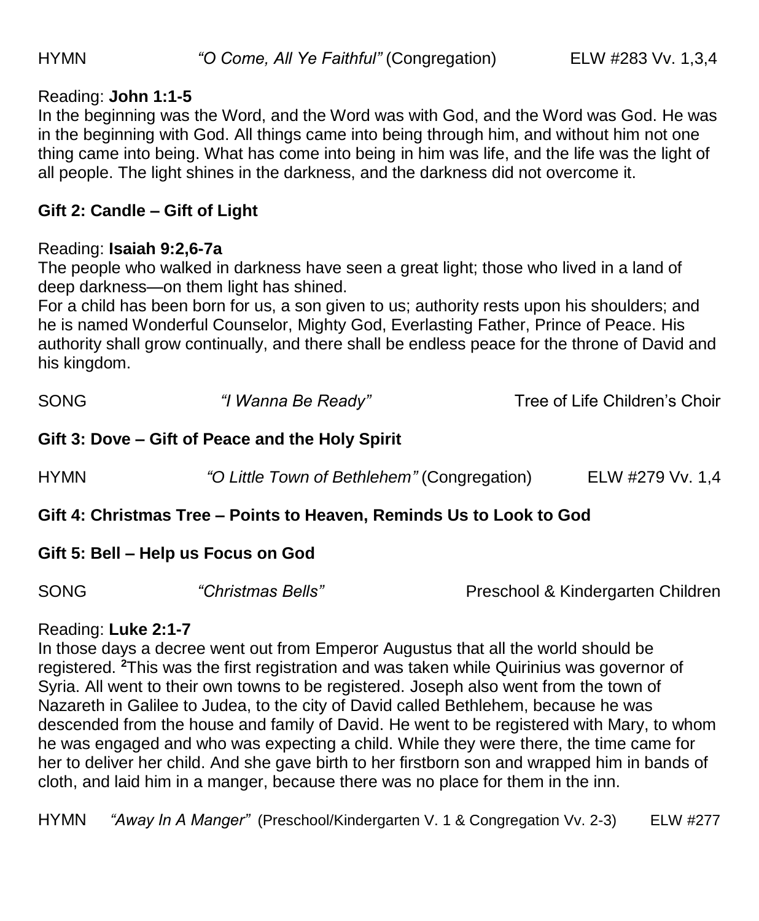HYMN *"O Come, All Ye Faithful"* (Congregation) ELW #283 Vv. 1,3,4

Reading: **John 1:1-5**

In the beginning was the Word, and the Word was with God, and the Word was God. He was in the beginning with God. All things came into being through him, and without him not one thing came into being. What has come into being in him was life, and the life was the light of all people. The light shines in the darkness, and the darkness did not overcome it.

**Gift 2: Candle – Gift of Light**

Reading: **Isaiah 9:2,6-7a**

The people who walked in darkness have seen a great light; those who lived in a land of deep darkness—on them light has shined.

For a child has been born for us, a son given to us; authority rests upon his shoulders; and he is named Wonderful Counselor, Mighty God, Everlasting Father, Prince of Peace. His authority shall grow continually, and there shall be endless peace for the throne of David and his kingdom.

SONG *"I Wanna Be Ready"* Tree of Life Children's Choir

**Gift 3: Dove – Gift of Peace and the Holy Spirit**

HYMN *"O Little Town of Bethlehem"* (Congregation) ELW #279 Vv. 1,4

**Gift 4: Christmas Tree – Points to Heaven, Reminds Us to Look to God**

**Gift 5: Bell – Help us Focus on God**

SONG *"Christmas Bells"* Preschool & Kindergarten Children

Reading: **Luke 2:1-7**

In those days a decree went out from Emperor Augustus that all the world should be registered. **2**This was the first registration and was taken while Quirinius was governor of Syria. All went to their own towns to be registered. Joseph also went from the town of Nazareth in Galilee to Judea, to the city of David called Bethlehem, because he was descended from the house and family of David. He went to be registered with Mary, to whom he was engaged and who was expecting a child. While they were there, the time came for her to deliver her child. And she gave birth to her firstborn son and wrapped him in bands of cloth, and laid him in a manger, because there was no place for them in the inn.

HYMN *"Away In A Manger"* (Preschool/Kindergarten V. 1 & Congregation Vv. 2-3) ELW #277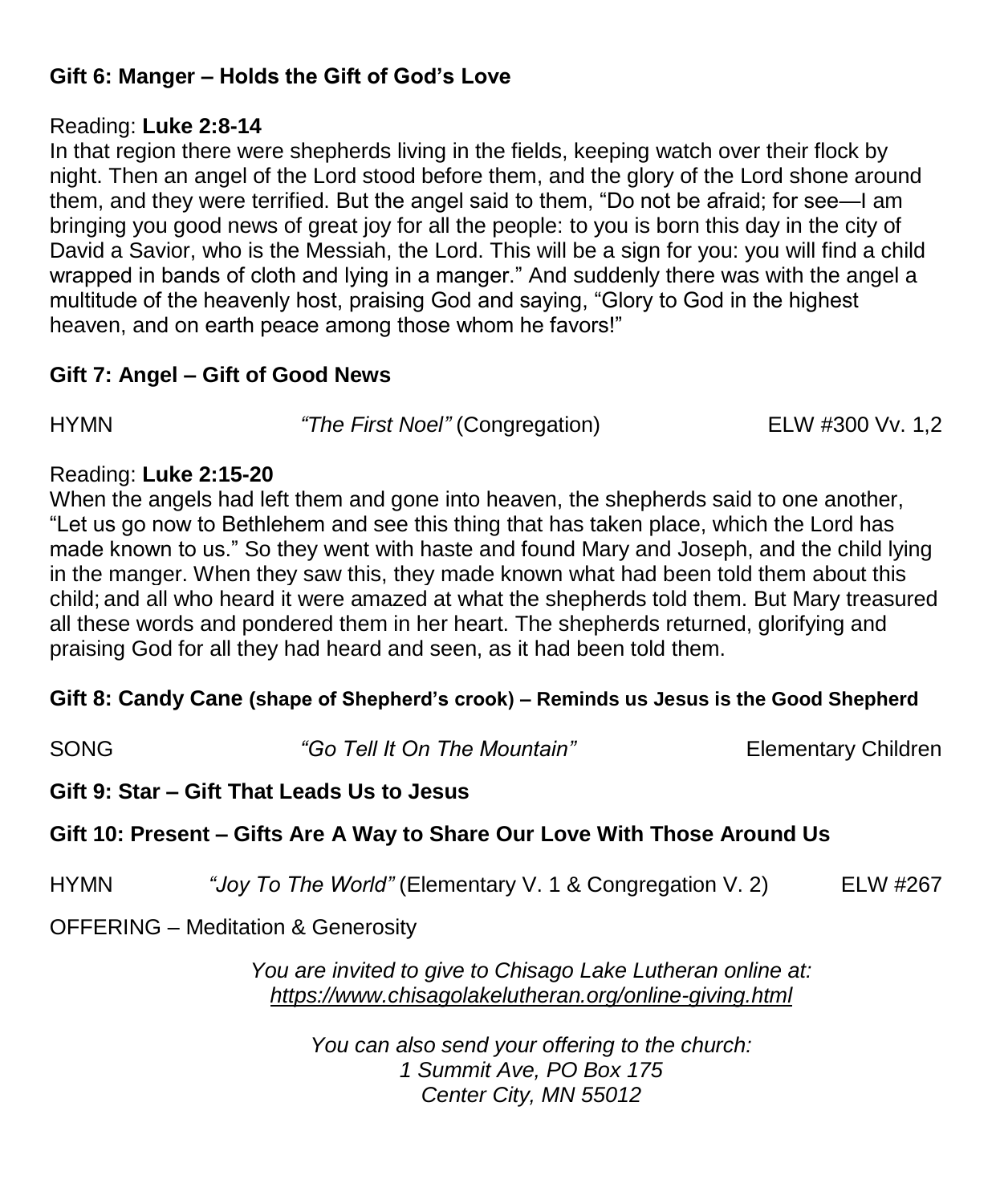**Gift 6: Manger – Holds the Gift of God's Love**

Reading: **Luke 2:8-14**
In that region there were shepherds living in the fields, keeping watch over their flock by night. Then an angel of the Lord stood before them, and the glory of the Lord shone around them, and they were terrified. But the angel said to them, "Do not be afraid; for see—I am bringing you good news of great joy for all the people: to you is born this day in the city of David a Savior, who is the Messiah, the Lord. This will be a sign for you: you will find a child wrapped in bands of cloth and lying in a manger." And suddenly there was with the angel a multitude of the heavenly host, praising God and saying, "Glory to God in the highest heaven, and on earth peace among those whom he favors!"

**Gift 7: Angel – Gift of Good News**

HYMN *"The First Noel"* (Congregation) ELW #300 Vv. 1,2

Reading: **Luke 2:15-20**
When the angels had left them and gone into heaven, the shepherds said to one another, "Let us go now to Bethlehem and see this thing that has taken place, which the Lord has made known to us." So they went with haste and found Mary and Joseph, and the child lying in the manger. When they saw this, they made known what had been told them about this child; and all who heard it were amazed at what the shepherds told them. But Mary treasured all these words and pondered them in her heart. The shepherds returned, glorifying and praising God for all they had heard and seen, as it had been told them.

**Gift 8: Candy Cane (shape of Shepherd's crook) – Reminds us Jesus is the Good Shepherd**

SONG *"Go Tell It On The Mountain"* Elementary Children

**Gift 9: Star – Gift That Leads Us to Jesus**

**Gift 10: Present – Gifts Are A Way to Share Our Love With Those Around Us**

HYMN *"Joy To The World"* (Elementary V. 1 & Congregation V. 2) ELW #267

OFFERING – Meditation & Generosity

*You are invited to give to Chisago Lake Lutheran online at:*
*https://www.chisagolakelutheran.org/online-giving.html*

*You can also send your offering to the church:*
*1 Summit Ave, PO Box 175*
*Center City, MN 55012*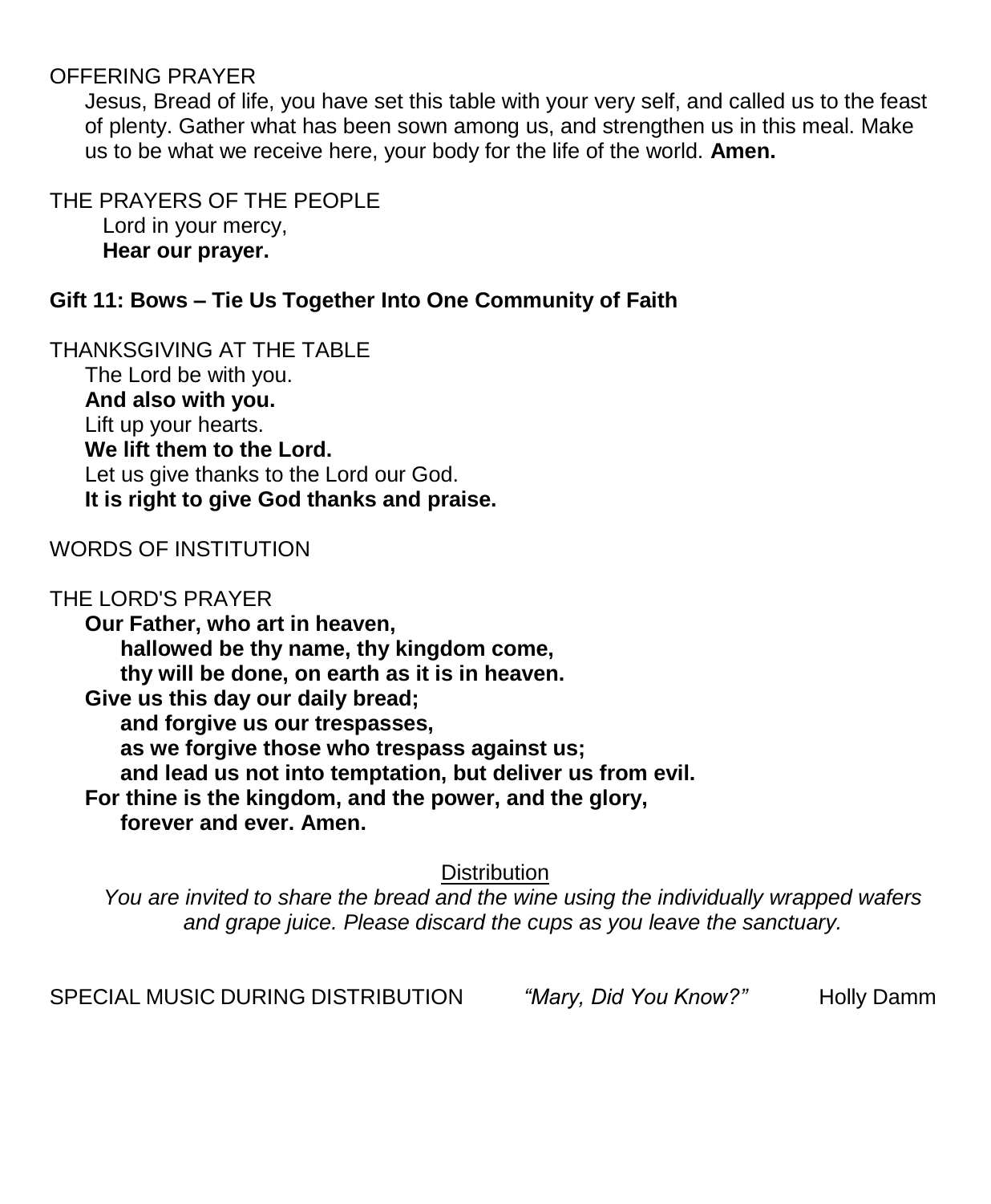OFFERING PRAYER

Jesus, Bread of life, you have set this table with your very self, and called us to the feast of plenty. Gather what has been sown among us, and strengthen us in this meal. Make us to be what we receive here, your body for the life of the world. **Amen.**

THE PRAYERS OF THE PEOPLE

Lord in your mercy,
**Hear our prayer.**

**Gift 11: Bows – Tie Us Together Into One Community of Faith**

THANKSGIVING AT THE TABLE

The Lord be with you.
**And also with you.**
Lift up your hearts.
**We lift them to the Lord.**
Let us give thanks to the Lord our God.
**It is right to give God thanks and praise.**

WORDS OF INSTITUTION

THE LORD'S PRAYER

**Our Father, who art in heaven,**
**hallowed be thy name, thy kingdom come,**
**thy will be done, on earth as it is in heaven.**
**Give us this day our daily bread;**
**and forgive us our trespasses,**
**as we forgive those who trespass against us;**
**and lead us not into temptation, but deliver us from evil.**
**For thine is the kingdom, and the power, and the glory,**
**forever and ever. Amen.**

Distribution

*You are invited to share the bread and the wine using the individually wrapped wafers and grape juice. Please discard the cups as you leave the sanctuary.*

SPECIAL MUSIC DURING DISTRIBUTION *"Mary, Did You Know?"* Holly Damm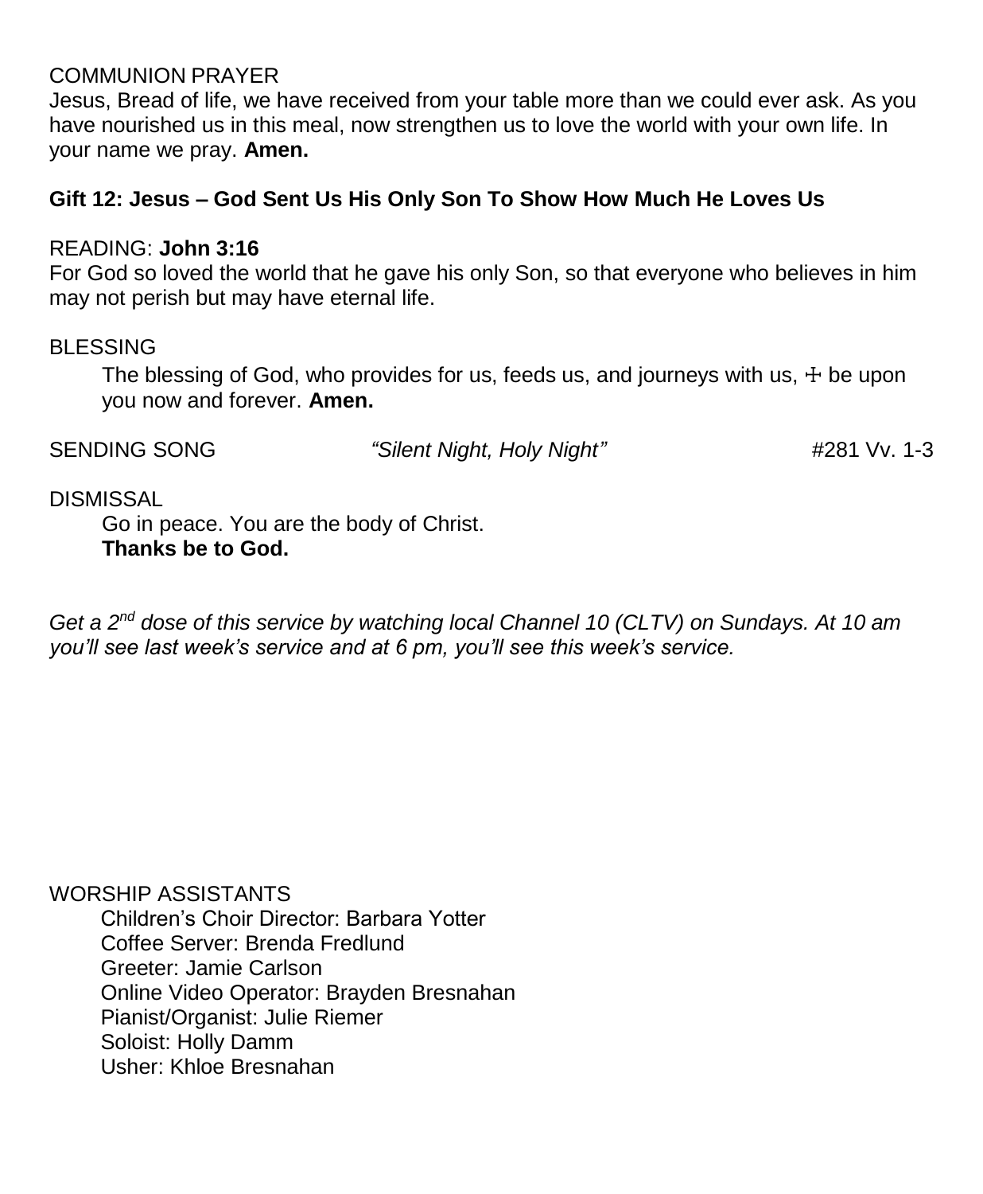COMMUNION PRAYER

Jesus, Bread of life, we have received from your table more than we could ever ask. As you have nourished us in this meal, now strengthen us to love the world with your own life. In your name we pray. **Amen.**

**Gift 12: Jesus – God Sent Us His Only Son To Show How Much He Loves Us**

READING: **John 3:16**

For God so loved the world that he gave his only Son, so that everyone who believes in him may not perish but may have eternal life.

BLESSING

The blessing of God, who provides for us, feeds us, and journeys with us, ☩ be upon you now and forever. **Amen.**

SENDING SONG *"Silent Night, Holy Night"* #281 Vv. 1-3

DISMISSAL

Go in peace. You are the body of Christ.
**Thanks be to God.**

*Get a 2nd dose of this service by watching local Channel 10 (CLTV) on Sundays. At 10 am you'll see last week's service and at 6 pm, you'll see this week's service.*

WORSHIP ASSISTANTS

Children's Choir Director: Barbara Yotter
Coffee Server: Brenda Fredlund
Greeter: Jamie Carlson
Online Video Operator: Brayden Bresnahan
Pianist/Organist: Julie Riemer
Soloist: Holly Damm
Usher: Khloe Bresnahan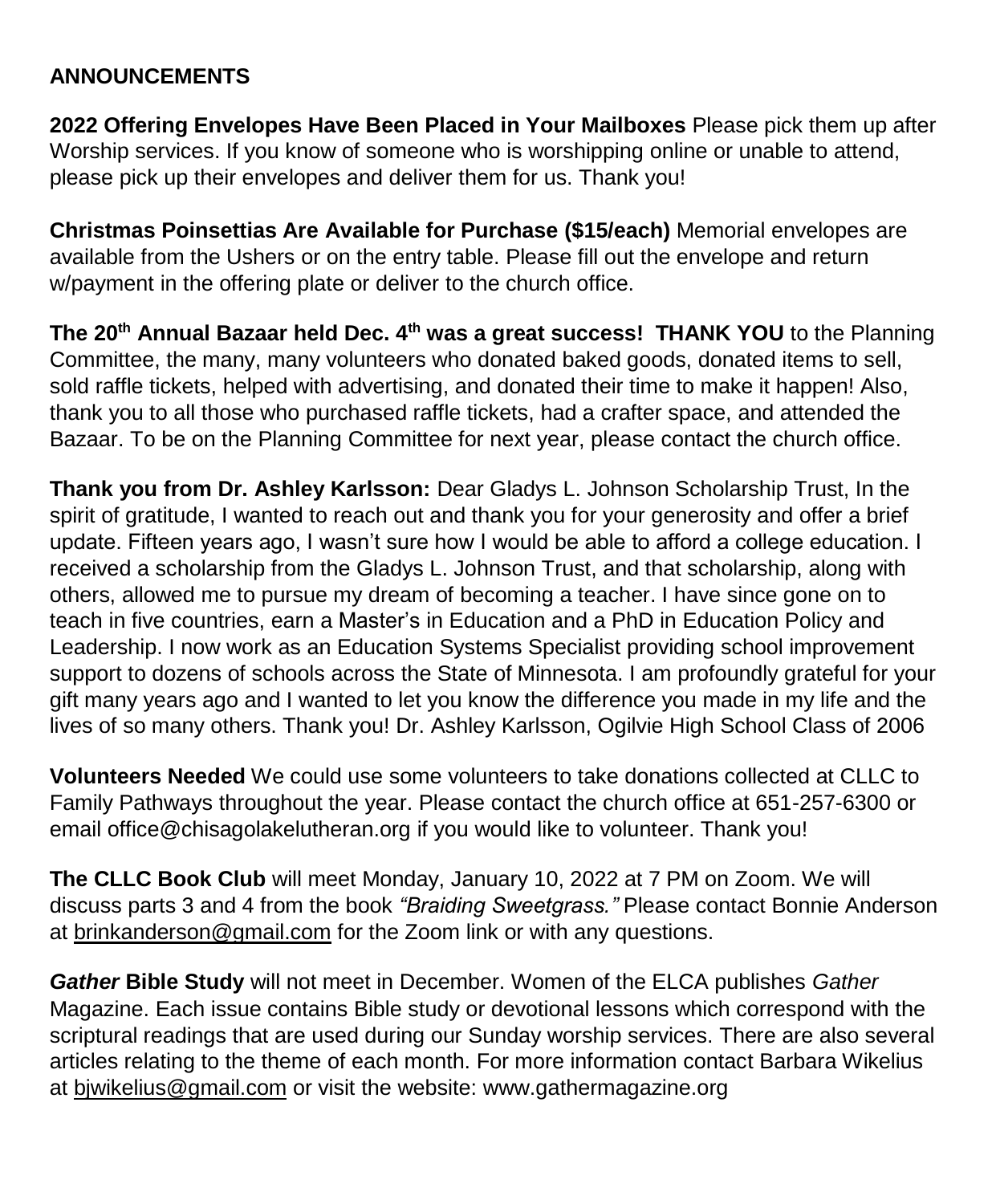## ANNOUNCEMENTS

**2022 Offering Envelopes Have Been Placed in Your Mailboxes** Please pick them up after Worship services. If you know of someone who is worshipping online or unable to attend, please pick up their envelopes and deliver them for us. Thank you!

**Christmas Poinsettias Are Available for Purchase ($15/each)** Memorial envelopes are available from the Ushers or on the entry table. Please fill out the envelope and return w/payment in the offering plate or deliver to the church office.

**The 20th Annual Bazaar held Dec. 4th was a great success! THANK YOU** to the Planning Committee, the many, many volunteers who donated baked goods, donated items to sell, sold raffle tickets, helped with advertising, and donated their time to make it happen! Also, thank you to all those who purchased raffle tickets, had a crafter space, and attended the Bazaar. To be on the Planning Committee for next year, please contact the church office.

**Thank you from Dr. Ashley Karlsson:** Dear Gladys L. Johnson Scholarship Trust, In the spirit of gratitude, I wanted to reach out and thank you for your generosity and offer a brief update. Fifteen years ago, I wasn't sure how I would be able to afford a college education. I received a scholarship from the Gladys L. Johnson Trust, and that scholarship, along with others, allowed me to pursue my dream of becoming a teacher. I have since gone on to teach in five countries, earn a Master's in Education and a PhD in Education Policy and Leadership. I now work as an Education Systems Specialist providing school improvement support to dozens of schools across the State of Minnesota. I am profoundly grateful for your gift many years ago and I wanted to let you know the difference you made in my life and the lives of so many others. Thank you! Dr. Ashley Karlsson, Ogilvie High School Class of 2006

**Volunteers Needed** We could use some volunteers to take donations collected at CLLC to Family Pathways throughout the year. Please contact the church office at 651-257-6300 or email office@chisagolakelutheran.org if you would like to volunteer. Thank you!

**The CLLC Book Club** will meet Monday, January 10, 2022 at 7 PM on Zoom. We will discuss parts 3 and 4 from the book *"Braiding Sweetgrass."* Please contact Bonnie Anderson at brinkanderson@gmail.com for the Zoom link or with any questions.

***Gather* Bible Study** will not meet in December. Women of the ELCA publishes *Gather* Magazine. Each issue contains Bible study or devotional lessons which correspond with the scriptural readings that are used during our Sunday worship services. There are also several articles relating to the theme of each month. For more information contact Barbara Wikelius at bjwikelius@gmail.com or visit the website: www.gathermagazine.org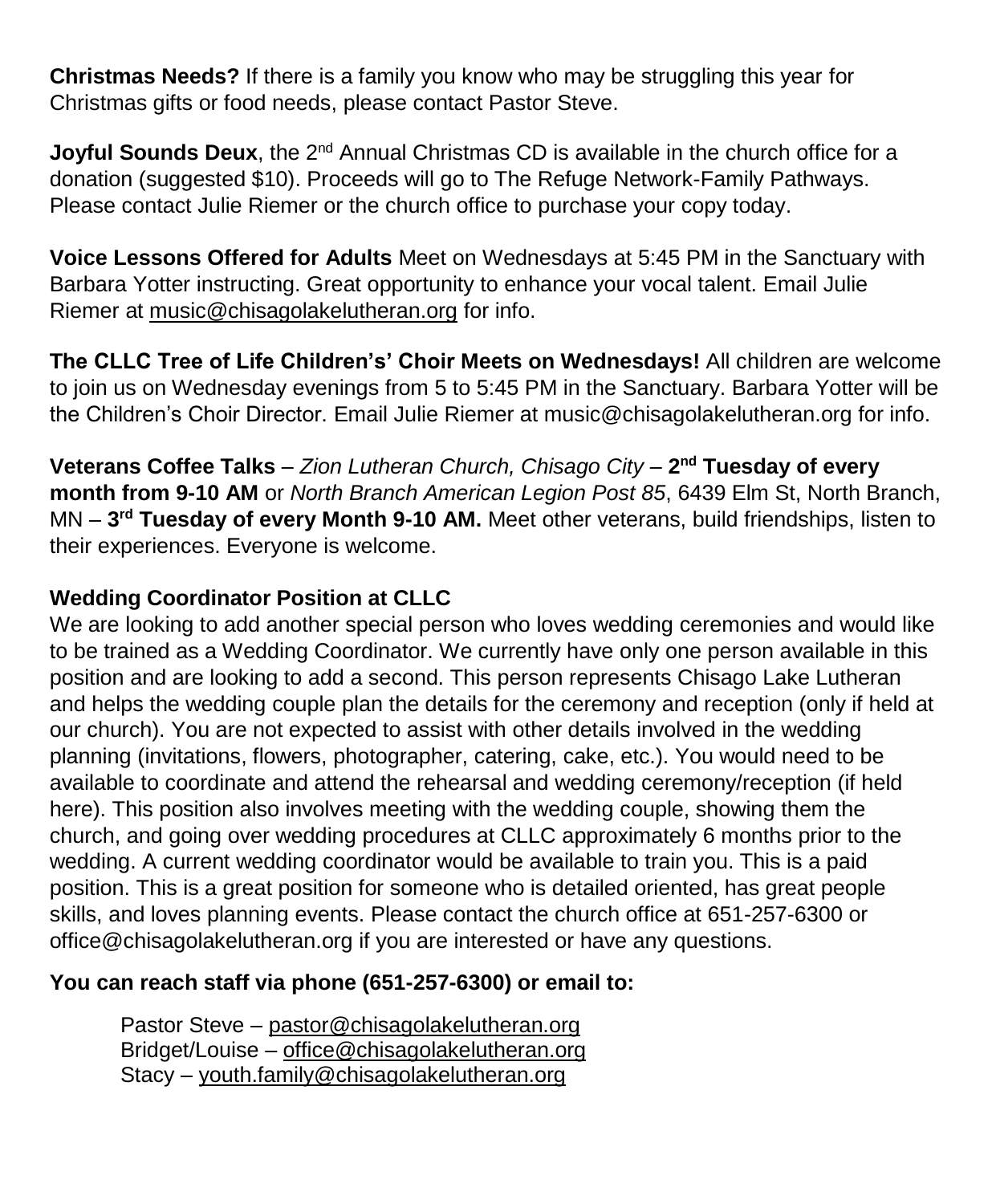**Christmas Needs?** If there is a family you know who may be struggling this year for Christmas gifts or food needs, please contact Pastor Steve.

**Joyful Sounds Deux**, the 2nd Annual Christmas CD is available in the church office for a donation (suggested $10). Proceeds will go to The Refuge Network-Family Pathways. Please contact Julie Riemer or the church office to purchase your copy today.

**Voice Lessons Offered for Adults** Meet on Wednesdays at 5:45 PM in the Sanctuary with Barbara Yotter instructing. Great opportunity to enhance your vocal talent. Email Julie Riemer at music@chisagolakelutheran.org for info.

**The CLLC Tree of Life Children's' Choir Meets on Wednesdays!** All children are welcome to join us on Wednesday evenings from 5 to 5:45 PM in the Sanctuary. Barbara Yotter will be the Children's Choir Director. Email Julie Riemer at music@chisagolakelutheran.org for info.

**Veterans Coffee Talks** – *Zion Lutheran Church, Chisago City* – **2nd Tuesday of every month from 9-10 AM** or *North Branch American Legion Post 85*, 6439 Elm St, North Branch, MN – **3rd Tuesday of every Month 9-10 AM.** Meet other veterans, build friendships, listen to their experiences. Everyone is welcome.

**Wedding Coordinator Position at CLLC**

We are looking to add another special person who loves wedding ceremonies and would like to be trained as a Wedding Coordinator. We currently have only one person available in this position and are looking to add a second. This person represents Chisago Lake Lutheran and helps the wedding couple plan the details for the ceremony and reception (only if held at our church). You are not expected to assist with other details involved in the wedding planning (invitations, flowers, photographer, catering, cake, etc.). You would need to be available to coordinate and attend the rehearsal and wedding ceremony/reception (if held here). This position also involves meeting with the wedding couple, showing them the church, and going over wedding procedures at CLLC approximately 6 months prior to the wedding. A current wedding coordinator would be available to train you. This is a paid position. This is a great position for someone who is detailed oriented, has great people skills, and loves planning events. Please contact the church office at 651-257-6300 or office@chisagolakelutheran.org if you are interested or have any questions.

**You can reach staff via phone (651-257-6300) or email to:**

Pastor Steve – pastor@chisagolakelutheran.org
Bridget/Louise – office@chisagolakelutheran.org
Stacy – youth.family@chisagolakelutheran.org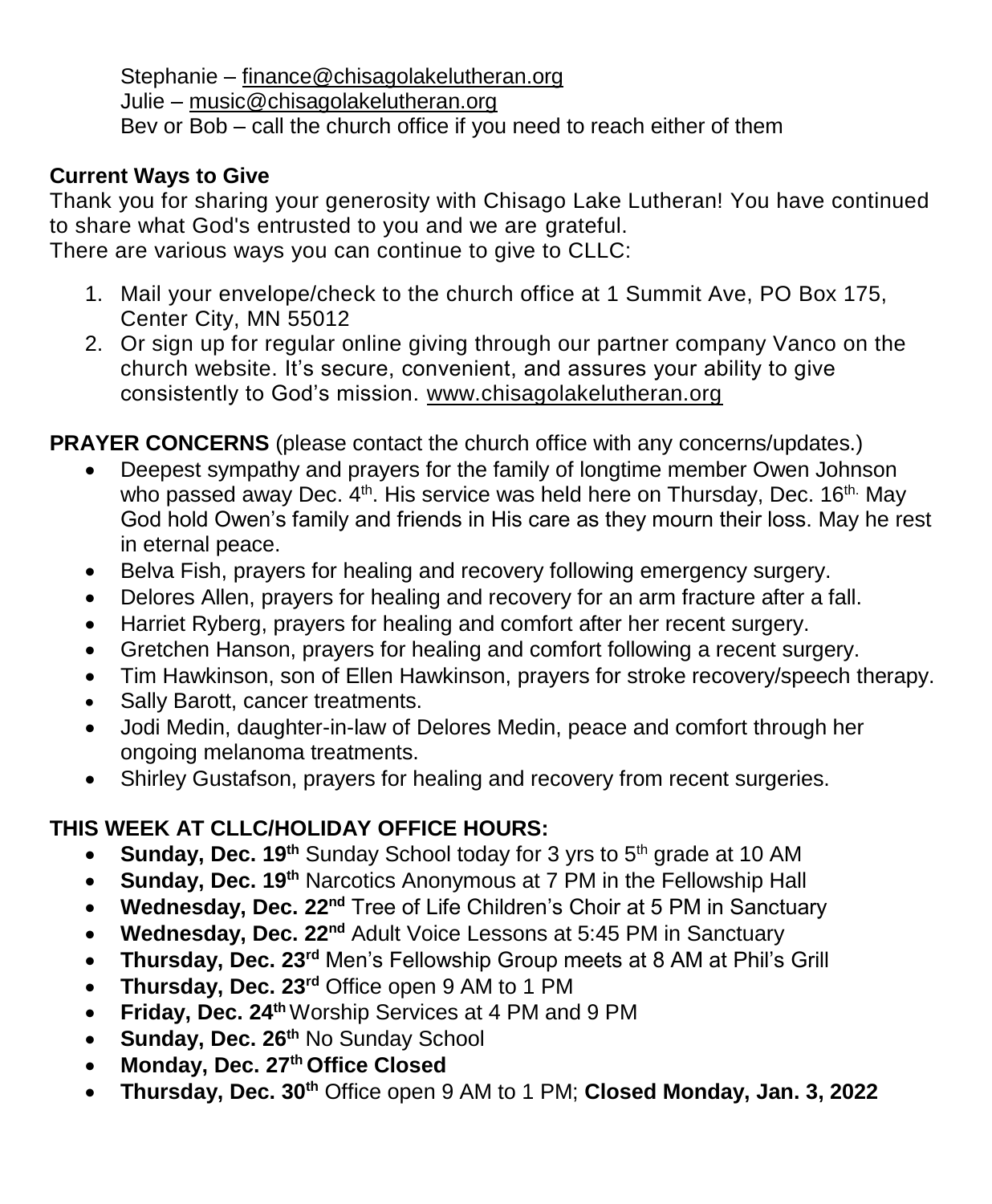Stephanie – finance@chisagolakelutheran.org
Julie – music@chisagolakelutheran.org
Bev or Bob – call the church office if you need to reach either of them

**Current Ways to Give**

Thank you for sharing your generosity with Chisago Lake Lutheran! You have continued to share what God's entrusted to you and we are grateful.
There are various ways you can continue to give to CLLC:

1. Mail your envelope/check to the church office at 1 Summit Ave, PO Box 175, Center City, MN 55012
2. Or sign up for regular online giving through our partner company Vanco on the church website. It's secure, convenient, and assures your ability to give consistently to God's mission. www.chisagolakelutheran.org

**PRAYER CONCERNS** (please contact the church office with any concerns/updates.)

- Deepest sympathy and prayers for the family of longtime member Owen Johnson who passed away Dec. 4th. His service was held here on Thursday, Dec. 16th. May God hold Owen's family and friends in His care as they mourn their loss. May he rest in eternal peace.
- Belva Fish, prayers for healing and recovery following emergency surgery.
- Delores Allen, prayers for healing and recovery for an arm fracture after a fall.
- Harriet Ryberg, prayers for healing and comfort after her recent surgery.
- Gretchen Hanson, prayers for healing and comfort following a recent surgery.
- Tim Hawkinson, son of Ellen Hawkinson, prayers for stroke recovery/speech therapy.
- Sally Barott, cancer treatments.
- Jodi Medin, daughter-in-law of Delores Medin, peace and comfort through her ongoing melanoma treatments.
- Shirley Gustafson, prayers for healing and recovery from recent surgeries.

**THIS WEEK AT CLLC/HOLIDAY OFFICE HOURS:**

- **Sunday, Dec. 19th** Sunday School today for 3 yrs to 5th grade at 10 AM
- **Sunday, Dec. 19th** Narcotics Anonymous at 7 PM in the Fellowship Hall
- **Wednesday, Dec. 22nd** Tree of Life Children's Choir at 5 PM in Sanctuary
- **Wednesday, Dec. 22nd** Adult Voice Lessons at 5:45 PM in Sanctuary
- **Thursday, Dec. 23rd** Men's Fellowship Group meets at 8 AM at Phil's Grill
- **Thursday, Dec. 23rd** Office open 9 AM to 1 PM
- **Friday, Dec. 24th** Worship Services at 4 PM and 9 PM
- **Sunday, Dec. 26th** No Sunday School
- **Monday, Dec. 27th Office Closed**
- **Thursday, Dec. 30th** Office open 9 AM to 1 PM; **Closed Monday, Jan. 3, 2022**